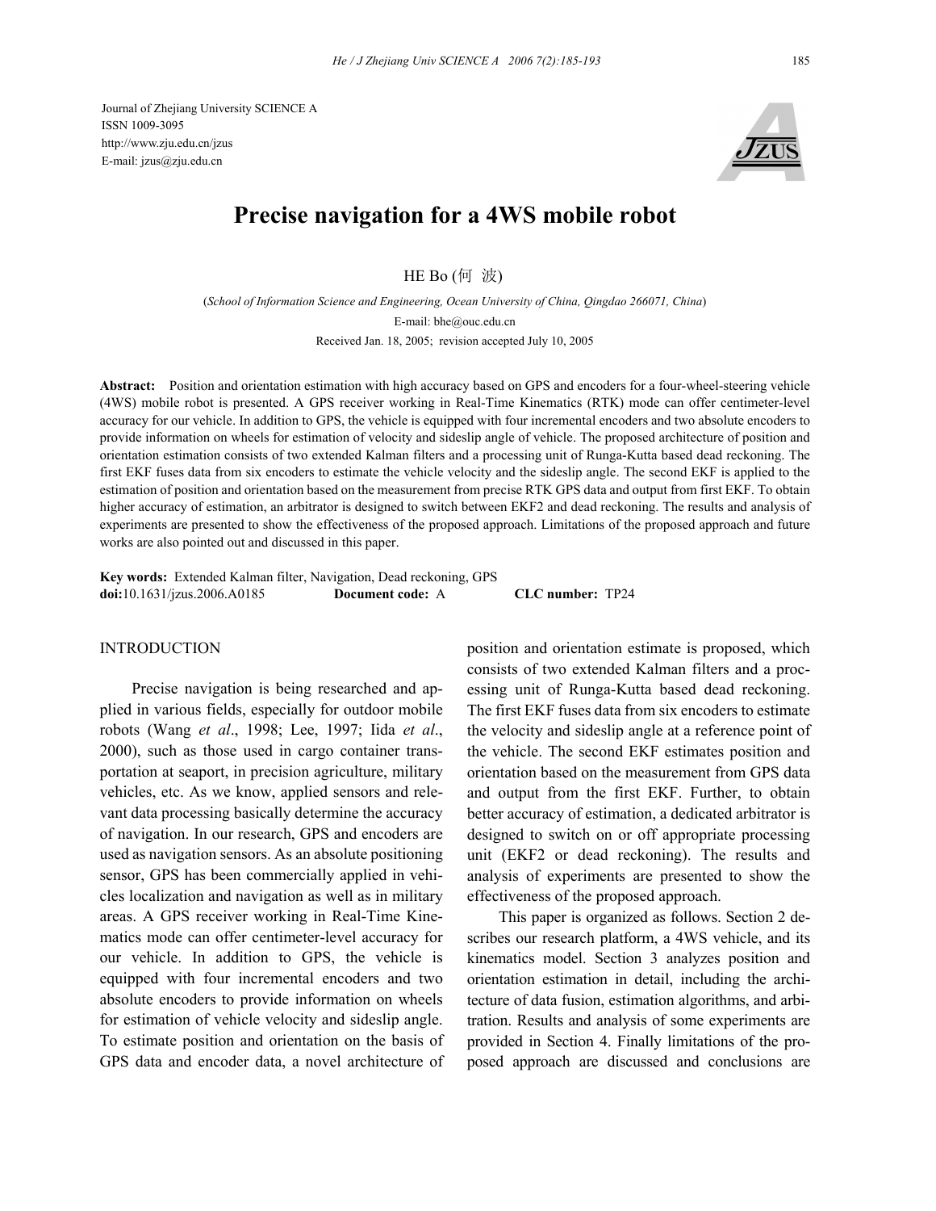Journal of Zhejiang University SCIENCE A
ISSN 1009-3095
http://www.zju.edu.cn/jzus
E-mail: jzus@zju.edu.cn

# Precise navigation for a 4WS mobile robot

HE Bo (何 波)

(*School of Information Science and Engineering, Ocean University of China, Qingdao 266071, China*)

E-mail: bhe@ouc.edu.cn

Received Jan. 18, 2005; revision accepted July 10, 2005

**Abstract:** Position and orientation estimation with high accuracy based on GPS and encoders for a four-wheel-steering vehicle (4WS) mobile robot is presented. A GPS receiver working in Real-Time Kinematics (RTK) mode can offer centimeter-level accuracy for our vehicle. In addition to GPS, the vehicle is equipped with four incremental encoders and two absolute encoders to provide information on wheels for estimation of velocity and sideslip angle of vehicle. The proposed architecture of position and orientation estimation consists of two extended Kalman filters and a processing unit of Runga-Kutta based dead reckoning. The first EKF fuses data from six encoders to estimate the vehicle velocity and the sideslip angle. The second EKF is applied to the estimation of position and orientation based on the measurement from precise RTK GPS data and output from first EKF. To obtain higher accuracy of estimation, an arbitrator is designed to switch between EKF2 and dead reckoning. The results and analysis of experiments are presented to show the effectiveness of the proposed approach. Limitations of the proposed approach and future works are also pointed out and discussed in this paper.

**Key words:** Extended Kalman filter, Navigation, Dead reckoning, GPS
**doi:**10.1631/jzus.2006.A0185 **Document code:** A **CLC number:** TP24

## INTRODUCTION

Precise navigation is being researched and applied in various fields, especially for outdoor mobile robots (Wang *et al*., 1998; Lee, 1997; Iida *et al*., 2000), such as those used in cargo container transportation at seaport, in precision agriculture, military vehicles, etc. As we know, applied sensors and relevant data processing basically determine the accuracy of navigation. In our research, GPS and encoders are used as navigation sensors. As an absolute positioning sensor, GPS has been commercially applied in vehicles localization and navigation as well as in military areas. A GPS receiver working in Real-Time Kinematics mode can offer centimeter-level accuracy for our vehicle. In addition to GPS, the vehicle is equipped with four incremental encoders and two absolute encoders to provide information on wheels for estimation of vehicle velocity and sideslip angle. To estimate position and orientation on the basis of GPS data and encoder data, a novel architecture of position and orientation estimate is proposed, which consists of two extended Kalman filters and a processing unit of Runga-Kutta based dead reckoning. The first EKF fuses data from six encoders to estimate the velocity and sideslip angle at a reference point of the vehicle. The second EKF estimates position and orientation based on the measurement from GPS data and output from the first EKF. Further, to obtain better accuracy of estimation, a dedicated arbitrator is designed to switch on or off appropriate processing unit (EKF2 or dead reckoning). The results and analysis of experiments are presented to show the effectiveness of the proposed approach.

This paper is organized as follows. Section 2 describes our research platform, a 4WS vehicle, and its kinematics model. Section 3 analyzes position and orientation estimation in detail, including the architecture of data fusion, estimation algorithms, and arbitration. Results and analysis of some experiments are provided in Section 4. Finally limitations of the proposed approach are discussed and conclusions are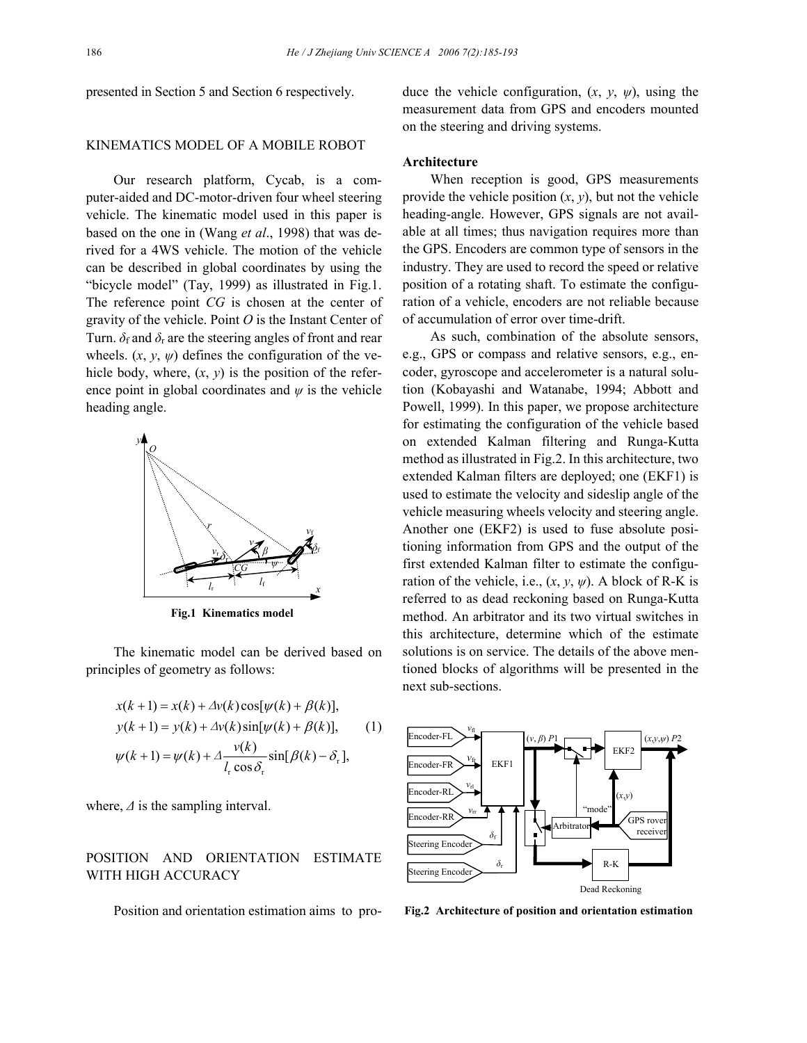presented in Section 5 and Section 6 respectively.

## KINEMATICS MODEL OF A MOBILE ROBOT

Our research platform, Cycab, is a computer-aided and DC-motor-driven four wheel steering vehicle. The kinematic model used in this paper is based on the one in (Wang *et al*., 1998) that was derived for a 4WS vehicle. The motion of the vehicle can be described in global coordinates by using the "bicycle model" (Tay, 1999) as illustrated in Fig.1. The reference point *CG* is chosen at the center of gravity of the vehicle. Point *O* is the Instant Center of Turn. $\delta_f$ and $\delta_r$ are the steering angles of front and rear wheels. $(x, y, \psi)$ defines the configuration of the vehicle body, where, $(x, y)$ is the position of the reference point in global coordinates and $\psi$ is the vehicle heading angle.

**Fig.1 Kinematics model**

The kinematic model can be derived based on principles of geometry as follows:

$$
\begin{aligned}
x(k+1) &= x(k) + \Delta v(k)\cos[\psi(k) + \beta(k)], \\
y(k+1) &= y(k) + \Delta v(k)\sin[\psi(k) + \beta(k)], \\
\psi(k+1) &= \psi(k) + \Delta \frac{v(k)}{l_r \cos\delta_r}\sin[\beta(k) - \delta_r],
\end{aligned}
\tag{1}
$$

where, $\Delta$ is the sampling interval.

## POSITION AND ORIENTATION ESTIMATE WITH HIGH ACCURACY

Position and orientation estimation aims to produce the vehicle configuration, $(x, y, \psi)$, using the measurement data from GPS and encoders mounted on the steering and driving systems.

### Architecture

When reception is good, GPS measurements provide the vehicle position $(x, y)$, but not the vehicle heading-angle. However, GPS signals are not available at all times; thus navigation requires more than the GPS. Encoders are common type of sensors in the industry. They are used to record the speed or relative position of a rotating shaft. To estimate the configuration of a vehicle, encoders are not reliable because of accumulation of error over time-drift.

As such, combination of the absolute sensors, e.g., GPS or compass and relative sensors, e.g., encoder, gyroscope and accelerometer is a natural solution (Kobayashi and Watanabe, 1994; Abbott and Powell, 1999). In this paper, we propose architecture for estimating the configuration of the vehicle based on extended Kalman filtering and Runga-Kutta method as illustrated in Fig.2. In this architecture, two extended Kalman filters are deployed; one (EKF1) is used to estimate the velocity and sideslip angle of the vehicle measuring wheels velocity and steering angle. Another one (EKF2) is used to fuse absolute positioning information from GPS and the output of the first extended Kalman filter to estimate the configuration of the vehicle, i.e., $(x, y, \psi)$. A block of R-K is referred to as dead reckoning based on Runga-Kutta method. An arbitrator and its two virtual switches in this architecture, determine which of the estimate solutions is on service. The details of the above mentioned blocks of algorithms will be presented in the next sub-sections.

**Fig.2 Architecture of position and orientation estimation**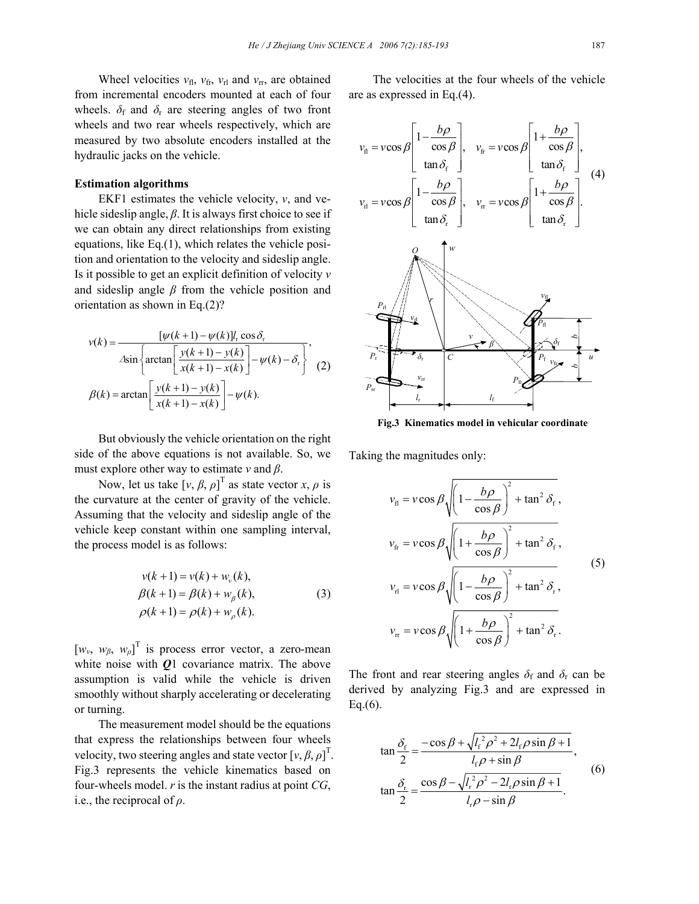Wheel velocities $v_{\mathrm{fl}}$, $v_{\mathrm{fr}}$, $v_{\mathrm{rl}}$ and $v_{\mathrm{rr}}$, are obtained from incremental encoders mounted at each of four wheels. $\delta_{\mathrm{f}}$ and $\delta_{\mathrm{r}}$ are steering angles of two front wheels and two rear wheels respectively, which are measured by two absolute encoders installed at the hydraulic jacks on the vehicle.

**Estimation algorithms**

EKF1 estimates the vehicle velocity, $v$, and vehicle sideslip angle, $\beta$. It is always first choice to see if we can obtain any direct relationships from existing equations, like Eq.(1), which relates the vehicle position and orientation to the velocity and sideslip angle. Is it possible to get an explicit definition of velocity $v$ and sideslip angle $\beta$ from the vehicle position and orientation as shown in Eq.(2)?

$$
\begin{aligned}
v(k) &= \frac{[\psi(k+1)-\psi(k)]l_{\mathrm{r}}\cos\delta_{\mathrm{r}}}{\Delta \sin\left\{\arctan\left[\dfrac{y(k+1)-y(k)}{x(k+1)-x(k)}\right]-\psi(k)-\delta_{\mathrm{r}}\right\}}, \\
\beta(k) &= \arctan\left[\frac{y(k+1)-y(k)}{x(k+1)-x(k)}\right]-\psi(k).
\end{aligned} \tag{2}
$$

But obviously the vehicle orientation on the right side of the above equations is not available. So, we must explore other way to estimate $v$ and $\beta$.

Now, let us take $[v, \beta, \rho]^{\mathrm{T}}$ as state vector $x$, $\rho$ is the curvature at the center of gravity of the vehicle. Assuming that the velocity and sideslip angle of the vehicle keep constant within one sampling interval, the process model is as follows:

$$
\begin{aligned}
v(k+1) &= v(k) + w_v(k), \\
\beta(k+1) &= \beta(k) + w_\beta(k), \\
\rho(k+1) &= \rho(k) + w_\rho(k).
\end{aligned} \tag{3}
$$

$[w_v, w_\beta, w_\rho]^{\mathrm{T}}$ is process error vector, a zero-mean white noise with $\boldsymbol{Q}1$ covariance matrix. The above assumption is valid while the vehicle is driven smoothly without sharply accelerating or decelerating or turning.

The measurement model should be the equations that express the relationships between four wheels velocity, two steering angles and state vector $[v, \beta, \rho]^{\mathrm{T}}$. Fig.3 represents the vehicle kinematics based on four-wheels model. $r$ is the instant radius at point $CG$, i.e., the reciprocal of $\rho$.

The velocities at the four wheels of the vehicle are as expressed in Eq.(4).

$$
\begin{aligned}
v_{\mathrm{fl}} &= v\cos\beta\begin{bmatrix} 1-\dfrac{b\rho}{\cos\beta} \\ \tan\delta_{\mathrm{f}} \end{bmatrix}, \quad
v_{\mathrm{fr}} = v\cos\beta\begin{bmatrix} 1+\dfrac{b\rho}{\cos\beta} \\ \tan\delta_{\mathrm{f}} \end{bmatrix}, \\
v_{\mathrm{rl}} &= v\cos\beta\begin{bmatrix} 1-\dfrac{b\rho}{\cos\beta} \\ \tan\delta_{\mathrm{r}} \end{bmatrix}, \quad
v_{\mathrm{rr}} = v\cos\beta\begin{bmatrix} 1+\dfrac{b\rho}{\cos\beta} \\ \tan\delta_{\mathrm{r}} \end{bmatrix}.
\end{aligned} \tag{4}
$$

**Fig.3 Kinematics model in vehicular coordinate**

Taking the magnitudes only:

$$
\begin{aligned}
v_{\mathrm{fl}} &= v\cos\beta\sqrt{\left(1-\frac{b\rho}{\cos\beta}\right)^2+\tan^2\delta_{\mathrm{f}}}, \\
v_{\mathrm{fr}} &= v\cos\beta\sqrt{\left(1+\frac{b\rho}{\cos\beta}\right)^2+\tan^2\delta_{\mathrm{f}}}, \\
v_{\mathrm{rl}} &= v\cos\beta\sqrt{\left(1-\frac{b\rho}{\cos\beta}\right)^2+\tan^2\delta_{\mathrm{r}}}, \\
v_{\mathrm{rr}} &= v\cos\beta\sqrt{\left(1+\frac{b\rho}{\cos\beta}\right)^2+\tan^2\delta_{\mathrm{r}}}.
\end{aligned} \tag{5}
$$

The front and rear steering angles $\delta_{\mathrm{f}}$ and $\delta_{\mathrm{r}}$ can be derived by analyzing Fig.3 and are expressed in Eq.(6).

$$
\begin{aligned}
\tan\frac{\delta_{\mathrm{f}}}{2} &= \frac{-\cos\beta+\sqrt{l_{\mathrm{f}}^2\rho^2+2l_{\mathrm{f}}\rho\sin\beta+1}}{l_{\mathrm{f}}\rho+\sin\beta}, \\
\tan\frac{\delta_{\mathrm{r}}}{2} &= \frac{\cos\beta-\sqrt{l_{\mathrm{r}}^2\rho^2-2l_{\mathrm{r}}\rho\sin\beta+1}}{l_{\mathrm{r}}\rho-\sin\beta}.
\end{aligned} \tag{6}
$$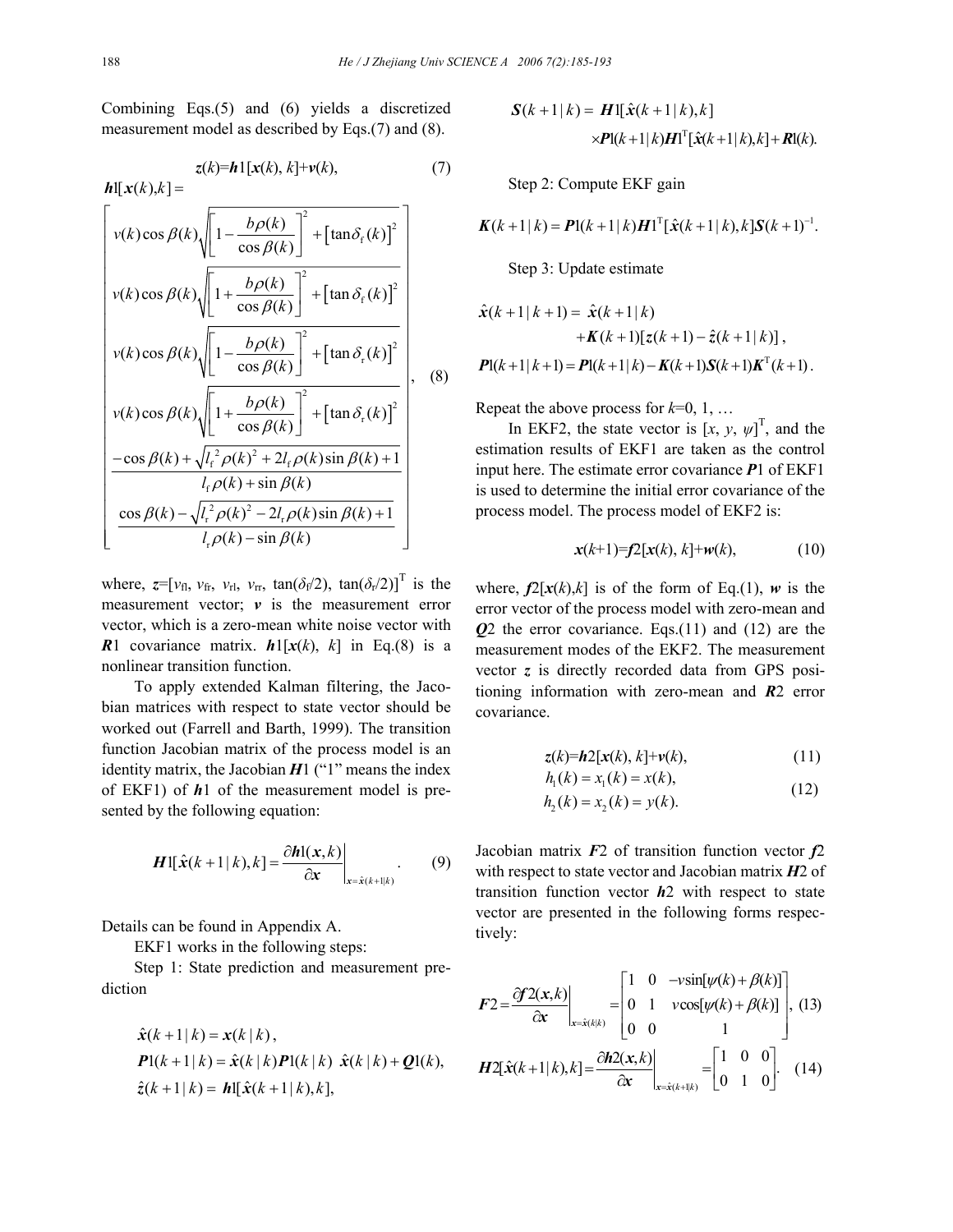Combining Eqs.(5) and (6) yields a discretized measurement model as described by Eqs.(7) and (8).

$$\boldsymbol{z}(k)=\boldsymbol{h}1[\boldsymbol{x}(k), k]+\boldsymbol{v}(k), \tag{7}$$

$$\boldsymbol{h}1[\boldsymbol{x}(k),k]=\begin{bmatrix} v(k)\cos\beta(k)\sqrt{\left[1-\dfrac{b\rho(k)}{\cos\beta(k)}\right]^2+\left[\tan\delta_{\mathrm{f}}(k)\right]^2} \\ v(k)\cos\beta(k)\sqrt{\left[1+\dfrac{b\rho(k)}{\cos\beta(k)}\right]^2+\left[\tan\delta_{\mathrm{f}}(k)\right]^2} \\ v(k)\cos\beta(k)\sqrt{\left[1-\dfrac{b\rho(k)}{\cos\beta(k)}\right]^2+\left[\tan\delta_{\mathrm{r}}(k)\right]^2} \\ v(k)\cos\beta(k)\sqrt{\left[1+\dfrac{b\rho(k)}{\cos\beta(k)}\right]^2+\left[\tan\delta_{\mathrm{r}}(k)\right]^2} \\ \dfrac{-\cos\beta(k)+\sqrt{l_{\mathrm{f}}^2\rho(k)^2+2l_{\mathrm{f}}\rho(k)\sin\beta(k)+1}}{l_{\mathrm{f}}\rho(k)+\sin\beta(k)} \\ \dfrac{\cos\beta(k)-\sqrt{l_{\mathrm{r}}^2\rho(k)^2-2l_{\mathrm{r}}\rho(k)\sin\beta(k)+1}}{l_{\mathrm{r}}\rho(k)-\sin\beta(k)} \end{bmatrix}, \tag{8}$$

where, $\boldsymbol{z}=[v_{\mathrm{fl}}, v_{\mathrm{fr}}, v_{\mathrm{rl}}, v_{\mathrm{rr}}, \tan(\delta_{\mathrm{f}}/2), \tan(\delta_{\mathrm{r}}/2)]^{\mathrm{T}}$ is the measurement vector; $\boldsymbol{v}$ is the measurement error vector, which is a zero-mean white noise vector with $\boldsymbol{R}1$ covariance matrix. $\boldsymbol{h}1[\boldsymbol{x}(k), k]$ in Eq.(8) is a nonlinear transition function.

To apply extended Kalman filtering, the Jacobian matrices with respect to state vector should be worked out (Farrell and Barth, 1999). The transition function Jacobian matrix of the process model is an identity matrix, the Jacobian $\boldsymbol{H}1$ ("1" means the index of EKF1) of $\boldsymbol{h}1$ of the measurement model is presented by the following equation:

$$\boldsymbol{H}1[\hat{\boldsymbol{x}}(k+1\,|\,k),k]=\left.\frac{\partial\boldsymbol{h}1(\boldsymbol{x},k)}{\partial\boldsymbol{x}}\right|_{\boldsymbol{x}=\hat{\boldsymbol{x}}(k+1|k)}. \tag{9}$$

Details can be found in Appendix A.

EKF1 works in the following steps:

Step 1: State prediction and measurement prediction

$$\hat{\boldsymbol{x}}(k+1\,|\,k)=\boldsymbol{x}(k\,|\,k),$$
$$\boldsymbol{P}1(k+1\,|\,k)=\hat{\boldsymbol{x}}(k\,|\,k)\boldsymbol{P}1(k\,|\,k)\;\hat{\boldsymbol{x}}(k\,|\,k)+\boldsymbol{Q}1(k),$$
$$\hat{\boldsymbol{z}}(k+1\,|\,k)=\boldsymbol{h}1[\hat{\boldsymbol{x}}(k+1\,|\,k),k],$$
$$\boldsymbol{S}(k+1\,|\,k)=\boldsymbol{H}1[\hat{\boldsymbol{x}}(k+1\,|\,k),k]\times\boldsymbol{P}1(k+1\,|\,k)\boldsymbol{H}1^{\mathrm{T}}[\hat{\boldsymbol{x}}(k+1\,|\,k),k]+\boldsymbol{R}1(k).$$

Step 2: Compute EKF gain

$$\boldsymbol{K}(k+1\,|\,k)=\boldsymbol{P}1(k+1\,|\,k)\boldsymbol{H}1^{\mathrm{T}}[\hat{\boldsymbol{x}}(k+1\,|\,k),k]\boldsymbol{S}(k+1)^{-1}.$$

Step 3: Update estimate

$$\hat{\boldsymbol{x}}(k+1\,|\,k+1)=\hat{\boldsymbol{x}}(k+1\,|\,k)+\boldsymbol{K}(k+1)[\boldsymbol{z}(k+1)-\hat{\boldsymbol{z}}(k+1\,|\,k)],$$
$$\boldsymbol{P}1(k+1\,|\,k+1)=\boldsymbol{P}1(k+1\,|\,k)-\boldsymbol{K}(k+1)\boldsymbol{S}(k+1)\boldsymbol{K}^{\mathrm{T}}(k+1).$$

Repeat the above process for $k$=0, 1, …

In EKF2, the state vector is $[x, y, \psi]^{\mathrm{T}}$, and the estimation results of EKF1 are taken as the control input here. The estimate error covariance $\boldsymbol{P}1$ of EKF1 is used to determine the initial error covariance of the process model. The process model of EKF2 is:

$$\boldsymbol{x}(k+1)=\boldsymbol{f}2[\boldsymbol{x}(k), k]+\boldsymbol{w}(k), \tag{10}$$

where, $\boldsymbol{f}2[\boldsymbol{x}(k),k]$ is of the form of Eq.(1), $\boldsymbol{w}$ is the error vector of the process model with zero-mean and $\boldsymbol{Q}2$ the error covariance. Eqs.(11) and (12) are the measurement modes of the EKF2. The measurement vector $\boldsymbol{z}$ is directly recorded data from GPS positioning information with zero-mean and $\boldsymbol{R}2$ error covariance.

$$\boldsymbol{z}(k)=\boldsymbol{h}2[\boldsymbol{x}(k), k]+\boldsymbol{v}(k), \tag{11}$$

$$\begin{aligned} h_1(k)&=x_1(k)=x(k),\\ h_2(k)&=x_2(k)=y(k). \end{aligned} \tag{12}$$

Jacobian matrix $\boldsymbol{F}2$ of transition function vector $\boldsymbol{f}2$ with respect to state vector and Jacobian matrix $\boldsymbol{H}2$ of transition function vector $\boldsymbol{h}2$ with respect to state vector are presented in the following forms respectively:

$$\boldsymbol{F}2=\left.\frac{\partial\boldsymbol{f}2(\boldsymbol{x},k)}{\partial\boldsymbol{x}}\right|_{\boldsymbol{x}=\hat{\boldsymbol{x}}(k|k)}=\begin{bmatrix}1 & 0 & -v\sin[\psi(k)+\beta(k)]\\ 0 & 1 & v\cos[\psi(k)+\beta(k)]\\ 0 & 0 & 1\end{bmatrix}, \tag{13}$$

$$\boldsymbol{H}2[\hat{\boldsymbol{x}}(k+1\,|\,k),k]=\left.\frac{\partial\boldsymbol{h}2(\boldsymbol{x},k)}{\partial\boldsymbol{x}}\right|_{\boldsymbol{x}=\hat{\boldsymbol{x}}(k+1|k)}=\begin{bmatrix}1 & 0 & 0\\ 0 & 1 & 0\end{bmatrix}. \tag{14}$$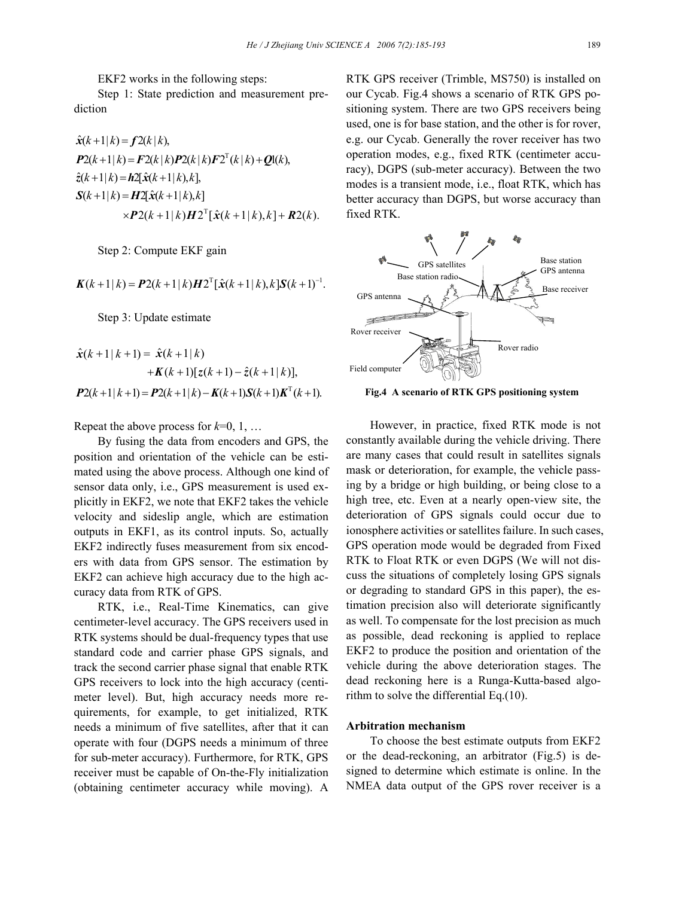EKF2 works in the following steps:

Step 1: State prediction and measurement prediction

$$\hat{\boldsymbol{x}}(k+1|k)=\boldsymbol{f}2(k|k),$$
$$\boldsymbol{P}2(k+1|k)=\boldsymbol{F}2(k|k)\boldsymbol{P}2(k|k)\boldsymbol{F}2^{\mathrm{T}}(k|k)+\boldsymbol{Q}1(k),$$
$$\hat{\boldsymbol{z}}(k+1|k)=\boldsymbol{h}2[\hat{\boldsymbol{x}}(k+1|k),k],$$
$$\boldsymbol{S}(k+1|k)=\boldsymbol{H}2[\hat{\boldsymbol{x}}(k+1|k),k]\times\boldsymbol{P}2(k+1|k)\boldsymbol{H}2^{\mathrm{T}}[\hat{\boldsymbol{x}}(k+1|k),k]+\boldsymbol{R}2(k).$$

Step 2: Compute EKF gain

$$\boldsymbol{K}(k+1|k)=\boldsymbol{P}2(k+1|k)\boldsymbol{H}2^{\mathrm{T}}[\hat{\boldsymbol{x}}(k+1|k),k]\boldsymbol{S}(k+1)^{-1}.$$

Step 3: Update estimate

$$\hat{\boldsymbol{x}}(k+1|k+1)=\hat{\boldsymbol{x}}(k+1|k)+\boldsymbol{K}(k+1)[\boldsymbol{z}(k+1)-\hat{\boldsymbol{z}}(k+1|k)],$$
$$\boldsymbol{P}2(k+1|k+1)=\boldsymbol{P}2(k+1|k)-\boldsymbol{K}(k+1)\boldsymbol{S}(k+1)\boldsymbol{K}^{\mathrm{T}}(k+1).$$

Repeat the above process for $k$=0, 1, …

By fusing the data from encoders and GPS, the position and orientation of the vehicle can be estimated using the above process. Although one kind of sensor data only, i.e., GPS measurement is used explicitly in EKF2, we note that EKF2 takes the vehicle velocity and sideslip angle, which are estimation outputs in EKF1, as its control inputs. So, actually EKF2 indirectly fuses measurement from six encoders with data from GPS sensor. The estimation by EKF2 can achieve high accuracy due to the high accuracy data from RTK of GPS.

RTK, i.e., Real-Time Kinematics, can give centimeter-level accuracy. The GPS receivers used in RTK systems should be dual-frequency types that use standard code and carrier phase GPS signals, and track the second carrier phase signal that enable RTK GPS receivers to lock into the high accuracy (centimeter level). But, high accuracy needs more requirements, for example, to get initialized, RTK needs a minimum of five satellites, after that it can operate with four (DGPS needs a minimum of three for sub-meter accuracy). Furthermore, for RTK, GPS receiver must be capable of On-the-Fly initialization (obtaining centimeter accuracy while moving). A RTK GPS receiver (Trimble, MS750) is installed on our Cycab. Fig.4 shows a scenario of RTK GPS positioning system. There are two GPS receivers being used, one is for base station, and the other is for rover, e.g. our Cycab. Generally the rover receiver has two operation modes, e.g., fixed RTK (centimeter accuracy), DGPS (sub-meter accuracy). Between the two modes is a transient mode, i.e., float RTK, which has better accuracy than DGPS, but worse accuracy than fixed RTK.

GPS satellites
Base station radio
Base station GPS antenna
Base receiver
GPS antenna
Rover receiver
Rover radio
Field computer

**Fig.4 A scenario of RTK GPS positioning system**

However, in practice, fixed RTK mode is not constantly available during the vehicle driving. There are many cases that could result in satellites signals mask or deterioration, for example, the vehicle passing by a bridge or high building, or being close to a high tree, etc. Even at a nearly open-view site, the deterioration of GPS signals could occur due to ionosphere activities or satellites failure. In such cases, GPS operation mode would be degraded from Fixed RTK to Float RTK or even DGPS (We will not discuss the situations of completely losing GPS signals or degrading to standard GPS in this paper), the estimation precision also will deteriorate significantly as well. To compensate for the lost precision as much as possible, dead reckoning is applied to replace EKF2 to produce the position and orientation of the vehicle during the above deterioration stages. The dead reckoning here is a Runga-Kutta-based algorithm to solve the differential Eq.(10).

### Arbitration mechanism

To choose the best estimate outputs from EKF2 or the dead-reckoning, an arbitrator (Fig.5) is designed to determine which estimate is online. In the NMEA data output of the GPS rover receiver is a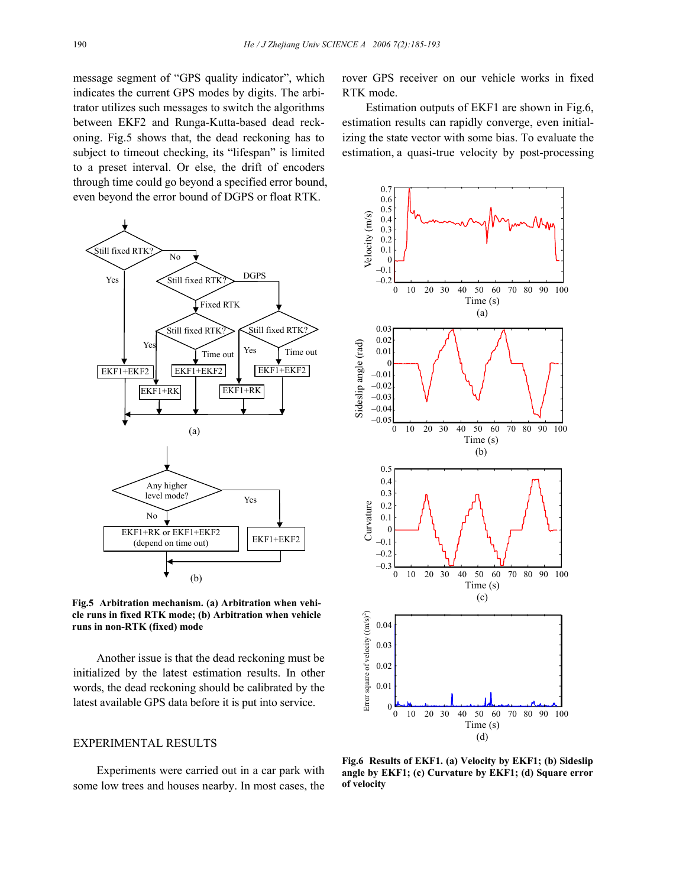message segment of "GPS quality indicator", which indicates the current GPS modes by digits. The arbitrator utilizes such messages to switch the algorithms between EKF2 and Runga-Kutta-based dead reckoning. Fig.5 shows that, the dead reckoning has to subject to timeout checking, its "lifespan" is limited to a preset interval. Or else, the drift of encoders through time could go beyond a specified error bound, even beyond the error bound of DGPS or float RTK.

**Fig.5 Arbitration mechanism. (a) Arbitration when vehicle runs in fixed RTK mode; (b) Arbitration when vehicle runs in non-RTK (fixed) mode**

Another issue is that the dead reckoning must be initialized by the latest estimation results. In other words, the dead reckoning should be calibrated by the latest available GPS data before it is put into service.

## EXPERIMENTAL RESULTS

Experiments were carried out in a car park with some low trees and houses nearby. In most cases, the rover GPS receiver on our vehicle works in fixed RTK mode.

Estimation outputs of EKF1 are shown in Fig.6, estimation results can rapidly converge, even initializing the state vector with some bias. To evaluate the estimation, a quasi-true velocity by post-processing

**Fig.6 Results of EKF1. (a) Velocity by EKF1; (b) Sideslip angle by EKF1; (c) Curvature by EKF1; (d) Square error of velocity**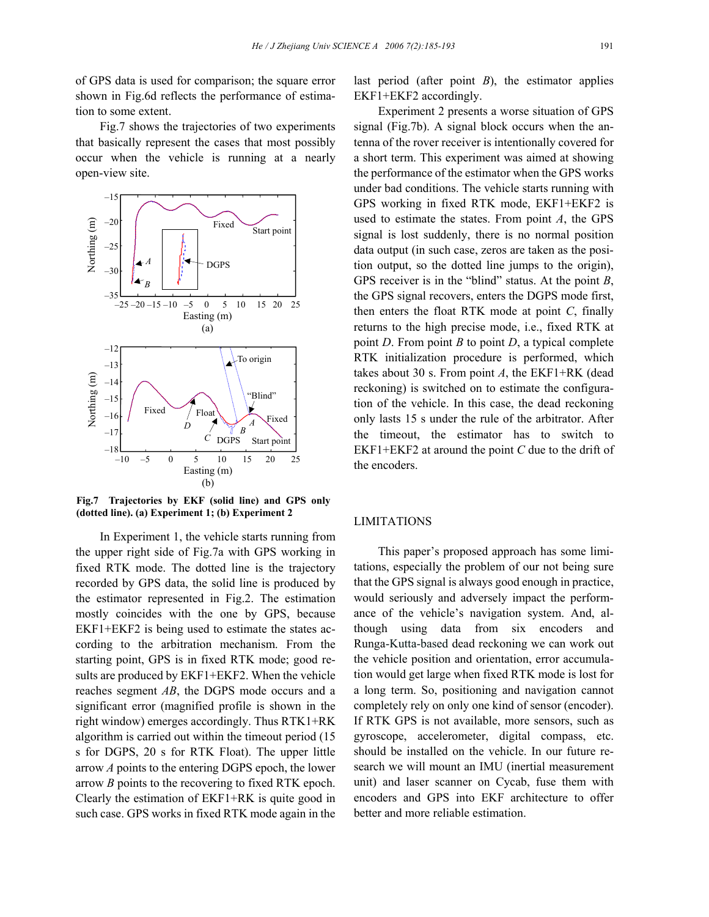of GPS data is used for comparison; the square error shown in Fig.6d reflects the performance of estimation to some extent.

Fig.7 shows the trajectories of two experiments that basically represent the cases that most possibly occur when the vehicle is running at a nearly open-view site.

−15
−20
−25
−30
−35
Northing (m)
−25 −20 −15 −10 −5 0 5 10 15 20 25
Easting (m)
Fixed
Start point
A
B
DGPS
(a)

−12
−13
−14
−15
−16
−17
−18
Northing (m)
−10 −5 0 5 10 15 20 25
Easting (m)
To origin
"Blind"
Fixed
Float
D
C
DGPS
B
A
Fixed
Start point
(b)

**Fig.7 Trajectories by EKF (solid line) and GPS only (dotted line). (a) Experiment 1; (b) Experiment 2**

In Experiment 1, the vehicle starts running from the upper right side of Fig.7a with GPS working in fixed RTK mode. The dotted line is the trajectory recorded by GPS data, the solid line is produced by the estimator represented in Fig.2. The estimation mostly coincides with the one by GPS, because EKF1+EKF2 is being used to estimate the states according to the arbitration mechanism. From the starting point, GPS is in fixed RTK mode; good results are produced by EKF1+EKF2. When the vehicle reaches segment *AB*, the DGPS mode occurs and a significant error (magnified profile is shown in the right window) emerges accordingly. Thus RTK1+RK algorithm is carried out within the timeout period (15 s for DGPS, 20 s for RTK Float). The upper little arrow *A* points to the entering DGPS epoch, the lower arrow *B* points to the recovering to fixed RTK epoch. Clearly the estimation of EKF1+RK is quite good in such case. GPS works in fixed RTK mode again in the last period (after point *B*), the estimator applies EKF1+EKF2 accordingly.

Experiment 2 presents a worse situation of GPS signal (Fig.7b). A signal block occurs when the antenna of the rover receiver is intentionally covered for a short term. This experiment was aimed at showing the performance of the estimator when the GPS works under bad conditions. The vehicle starts running with GPS working in fixed RTK mode, EKF1+EKF2 is used to estimate the states. From point *A*, the GPS signal is lost suddenly, there is no normal position data output (in such case, zeros are taken as the position output, so the dotted line jumps to the origin), GPS receiver is in the "blind" status. At the point *B*, the GPS signal recovers, enters the DGPS mode first, then enters the float RTK mode at point *C*, finally returns to the high precise mode, i.e., fixed RTK at point *D*. From point *B* to point *D*, a typical complete RTK initialization procedure is performed, which takes about 30 s. From point *A*, the EKF1+RK (dead reckoning) is switched on to estimate the configuration of the vehicle. In this case, the dead reckoning only lasts 15 s under the rule of the arbitrator. After the timeout, the estimator has to switch to EKF1+EKF2 at around the point *C* due to the drift of the encoders.

## LIMITATIONS

This paper's proposed approach has some limitations, especially the problem of our not being sure that the GPS signal is always good enough in practice, would seriously and adversely impact the performance of the vehicle's navigation system. And, although using data from six encoders and Runga-Kutta-based dead reckoning we can work out the vehicle position and orientation, error accumulation would get large when fixed RTK mode is lost for a long term. So, positioning and navigation cannot completely rely on only one kind of sensor (encoder). If RTK GPS is not available, more sensors, such as gyroscope, accelerometer, digital compass, etc. should be installed on the vehicle. In our future research we will mount an IMU (inertial measurement unit) and laser scanner on Cycab, fuse them with encoders and GPS into EKF architecture to offer better and more reliable estimation.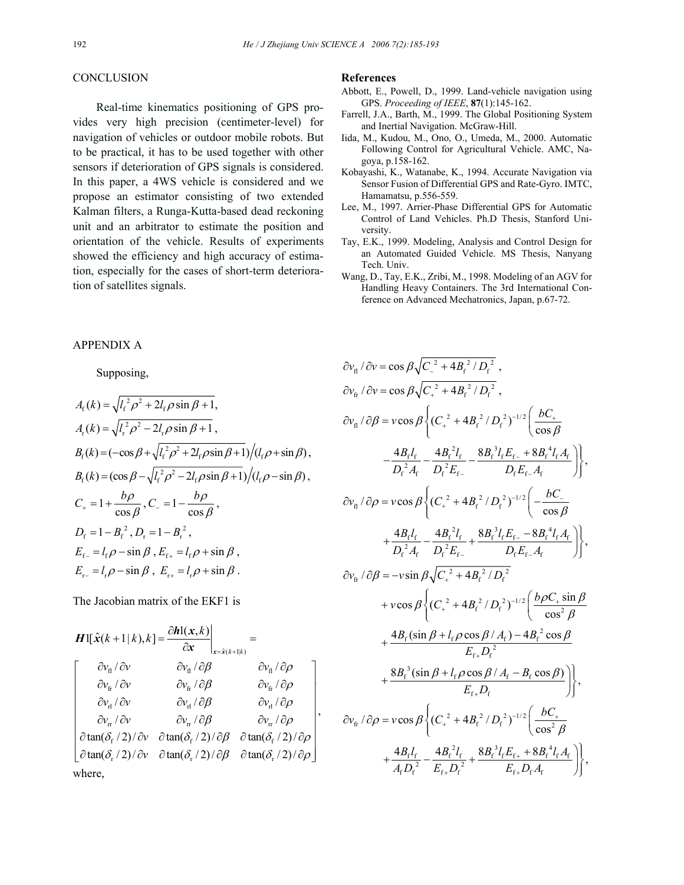## CONCLUSION

Real-time kinematics positioning of GPS provides very high precision (centimeter-level) for navigation of vehicles or outdoor mobile robots. But to be practical, it has to be used together with other sensors if deterioration of GPS signals is considered. In this paper, a 4WS vehicle is considered and we propose an estimator consisting of two extended Kalman filters, a Runga-Kutta-based dead reckoning unit and an arbitrator to estimate the position and orientation of the vehicle. Results of experiments showed the efficiency and high accuracy of estimation, especially for the cases of short-term deterioration of satellites signals.

## References

Abbott, E., Powell, D., 1999. Land-vehicle navigation using GPS. *Proceeding of IEEE*, **87**(1):145-162.

Farrell, J.A., Barth, M., 1999. The Global Positioning System and Inertial Navigation. McGraw-Hill.

Iida, M., Kudou, M., Ono, O., Umeda, M., 2000. Automatic Following Control for Agricultural Vehicle. AMC, Nagoya, p.158-162.

Kobayashi, K., Watanabe, K., 1994. Accurate Navigation via Sensor Fusion of Differential GPS and Rate-Gyro. IMTC, Hamamatsu, p.556-559.

Lee, M., 1997. Arrier-Phase Differential GPS for Automatic Control of Land Vehicles. Ph.D Thesis, Stanford University.

Tay, E.K., 1999. Modeling, Analysis and Control Design for an Automated Guided Vehicle. MS Thesis, Nanyang Tech. Univ.

Wang, D., Tay, E.K., Zribi, M., 1998. Modeling of an AGV for Handling Heavy Containers. The 3rd International Conference on Advanced Mechatronics, Japan, p.67-72.

## APPENDIX A

Supposing,

$$A_\mathrm{f}(k)=\sqrt{l_\mathrm{f}^2\rho^2+2l_\mathrm{f}\rho\sin\beta+1},$$

$$A_\mathrm{r}(k)=\sqrt{l_\mathrm{r}^2\rho^2-2l_\mathrm{r}\rho\sin\beta+1},$$

$$B_\mathrm{f}(k)=(-\cos\beta+\sqrt{l_\mathrm{f}^2\rho^2+2l_\mathrm{f}\rho\sin\beta+1})\Big/(l_\mathrm{f}\rho+\sin\beta),$$

$$B_\mathrm{r}(k)=(\cos\beta-\sqrt{l_\mathrm{f}^2\rho^2-2l_\mathrm{f}\rho\sin\beta+1})\Big/(l_\mathrm{f}\rho-\sin\beta),$$

$$C_+=1+\frac{b\rho}{\cos\beta},\ C_-=1-\frac{b\rho}{\cos\beta},$$

$$D_\mathrm{f}=1-B_\mathrm{f}^2,\ D_\mathrm{r}=1-B_\mathrm{r}^2,$$

$$E_{\mathrm{f}-}=l_\mathrm{f}\rho-\sin\beta,\ E_{\mathrm{f}+}=l_\mathrm{f}\rho+\sin\beta,$$

$$E_{\mathrm{r}-}=l_\mathrm{r}\rho-\sin\beta,\ E_{\mathrm{r}+}=l_\mathrm{r}\rho+\sin\beta.$$

The Jacobian matrix of the EKF1 is

$$\boldsymbol{H}1[\hat{\boldsymbol{x}}(k+1|k),k]=\left.\frac{\partial\boldsymbol{h}1(\boldsymbol{x},k)}{\partial\boldsymbol{x}}\right|_{\boldsymbol{x}=\hat{\boldsymbol{x}}(k+1|k)}=$$

$$\begin{bmatrix}\partial v_\mathrm{fl}/\partial v & \partial v_\mathrm{fl}/\partial\beta & \partial v_\mathrm{fl}/\partial\rho\\ \partial v_\mathrm{fr}/\partial v & \partial v_\mathrm{fr}/\partial\beta & \partial v_\mathrm{fr}/\partial\rho\\ \partial v_\mathrm{rl}/\partial v & \partial v_\mathrm{rl}/\partial\beta & \partial v_\mathrm{rl}/\partial\rho\\ \partial v_\mathrm{rr}/\partial v & \partial v_\mathrm{rr}/\partial\beta & \partial v_\mathrm{rr}/\partial\rho\\ \partial\tan(\delta_\mathrm{f}/2)/\partial v & \partial\tan(\delta_\mathrm{f}/2)/\partial\beta & \partial\tan(\delta_\mathrm{f}/2)/\partial\rho\\ \partial\tan(\delta_\mathrm{r}/2)/\partial v & \partial\tan(\delta_\mathrm{r}/2)/\partial\beta & \partial\tan(\delta_\mathrm{r}/2)/\partial\rho\end{bmatrix},$$

where,

$$\partial v_\mathrm{fl}/\partial v=\cos\beta\sqrt{C_-^2+4B_\mathrm{f}^2/D_\mathrm{f}^2},$$

$$\partial v_\mathrm{fr}/\partial v=\cos\beta\sqrt{C_+^2+4B_\mathrm{f}^2/D_\mathrm{f}^2},$$

$$\partial v_\mathrm{fl}/\partial\beta=v\cos\beta\left\{(C_+^2+4B_\mathrm{f}^2/D_\mathrm{f}^2)^{-1/2}\left(\frac{bC_+}{\cos\beta}-\frac{4B_\mathrm{f}l_\mathrm{f}}{D_\mathrm{f}^2A_\mathrm{f}}-\frac{4B_\mathrm{f}^2l_\mathrm{f}}{D_\mathrm{f}^2E_{\mathrm{f}-}}-\frac{8B_\mathrm{f}^3l_\mathrm{f}E_{\mathrm{f}-}+8B_\mathrm{f}^4l_\mathrm{f}A_\mathrm{f}}{D_\mathrm{f}E_{\mathrm{f}-}A_\mathrm{f}}\right)\right\},$$

$$\partial v_\mathrm{fl}/\partial\rho=v\cos\beta\left\{(C_+^2+4B_\mathrm{f}^2/D_\mathrm{f}^2)^{-1/2}\left(-\frac{bC_-}{\cos\beta}+\frac{4B_\mathrm{f}l_\mathrm{f}}{D_\mathrm{f}^2A_\mathrm{f}}-\frac{4B_\mathrm{f}^2l_\mathrm{f}}{D_\mathrm{f}^2E_{\mathrm{f}-}}+\frac{8B_\mathrm{f}^3l_\mathrm{f}E_{\mathrm{f}-}-8B_\mathrm{f}^4l_\mathrm{f}A_\mathrm{f}}{D_\mathrm{f}E_{\mathrm{f}-}A_\mathrm{f}}\right)\right\},$$

$$\begin{aligned}\partial v_\mathrm{fr}/\partial\beta=&-v\sin\beta\sqrt{C_+^2+4B_\mathrm{f}^2/D_\mathrm{f}^2}\\&+v\cos\beta\left\{(C_+^2+4B_\mathrm{f}^2/D_\mathrm{f}^2)^{-1/2}\left(\frac{b\rho C_+\sin\beta}{\cos^2\beta}+\frac{4B_\mathrm{f}(\sin\beta+l_\mathrm{f}\rho\cos\beta/A_\mathrm{f})-4B_\mathrm{f}^2\cos\beta}{E_{\mathrm{f}+}D_\mathrm{f}^2}+\frac{8B_\mathrm{f}^3(\sin\beta+l_\mathrm{f}\rho\cos\beta/A_\mathrm{f}-B_\mathrm{f}\cos\beta)}{E_{\mathrm{f}+}D_\mathrm{f}}\right)\right\},\end{aligned}$$

$$\partial v_\mathrm{fr}/\partial\rho=v\cos\beta\left\{(C_+^2+4B_\mathrm{f}^2/D_\mathrm{f}^2)^{-1/2}\left(\frac{bC_+}{\cos^2\beta}+\frac{4B_\mathrm{f}l_\mathrm{f}}{A_\mathrm{f}D_\mathrm{f}^2}-\frac{4B_\mathrm{f}^2l_\mathrm{f}}{E_{\mathrm{f}+}D_\mathrm{f}^2}+\frac{8B_\mathrm{f}^3l_\mathrm{f}E_{\mathrm{f}+}+8B_\mathrm{f}^4l_\mathrm{f}A_\mathrm{f}}{E_{\mathrm{f}+}D_\mathrm{f}A_\mathrm{f}}\right)\right\},$$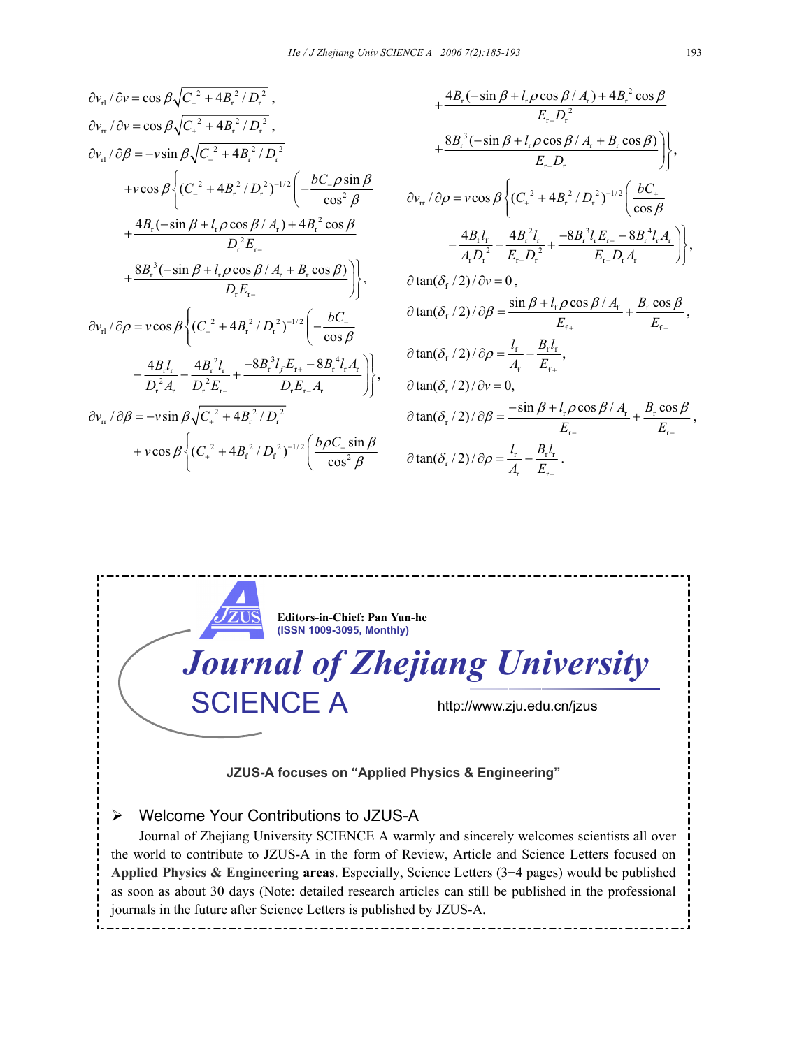$$\partial v_{\mathrm{rl}} / \partial v = \cos\beta\sqrt{C_-^2 + 4B_{\mathrm{r}}^2 / D_{\mathrm{r}}^2}\,,$$

$$\partial v_{\mathrm{rr}} / \partial v = \cos\beta\sqrt{C_+^2 + 4B_{\mathrm{r}}^2 / D_{\mathrm{r}}^2}\,,$$

$$\begin{aligned}
\partial v_{\mathrm{rl}} / \partial \beta = & -v\sin\beta\sqrt{C_-^2 + 4B_{\mathrm{r}}^2 / D_{\mathrm{r}}^2} \\
& + v\cos\beta\left\{(C_-^2 + 4B_{\mathrm{r}}^2 / D_{\mathrm{r}}^2)^{-1/2}\left(-\frac{bC_-\rho\sin\beta}{\cos^2\beta}\right.\right. \\
& + \frac{4B_{\mathrm{r}}(-\sin\beta + l_{\mathrm{r}}\rho\cos\beta / A_{\mathrm{r}}) + 4B_{\mathrm{r}}^2\cos\beta}{D_{\mathrm{r}}^2 E_{\mathrm{r}-}} \\
& \left.\left. + \frac{8B_{\mathrm{r}}^3(-\sin\beta + l_{\mathrm{r}}\rho\cos\beta / A_{\mathrm{r}} + B_{\mathrm{r}}\cos\beta)}{D_{\mathrm{r}} E_{\mathrm{r}-}}\right)\right\},
\end{aligned}$$

$$\begin{aligned}
\partial v_{\mathrm{rl}} / \partial \rho = & \, v\cos\beta\left\{(C_-^2 + 4B_{\mathrm{r}}^2 / D_{\mathrm{r}}^2)^{-1/2}\left(-\frac{bC_-}{\cos\beta}\right.\right. \\
& \left.\left. - \frac{4B_{\mathrm{r}}l_{\mathrm{r}}}{D_{\mathrm{r}}^2 A_{\mathrm{r}}} - \frac{4B_{\mathrm{r}}^2 l_{\mathrm{r}}}{D_{\mathrm{r}}^2 E_{\mathrm{r}-}} + \frac{-8B_{\mathrm{r}}^3 l_f E_{\mathrm{r}+} - 8B_{\mathrm{r}}^4 l_{\mathrm{r}} A_{\mathrm{r}}}{D_{\mathrm{r}} E_{\mathrm{r}-} A_{\mathrm{r}}}\right)\right\},
\end{aligned}$$

$$\begin{aligned}
\partial v_{\mathrm{rr}} / \partial \beta = & -v\sin\beta\sqrt{C_+^2 + 4B_{\mathrm{r}}^2 / D_{\mathrm{r}}^2} \\
& + v\cos\beta\left\{(C_+^2 + 4B_{\mathrm{r}}^2 / D_{\mathrm{r}}^2)^{-1/2}\left(\frac{b\rho C_+\sin\beta}{\cos^2\beta}\right.\right. \\
& + \frac{4B_{\mathrm{r}}(-\sin\beta + l_{\mathrm{r}}\rho\cos\beta / A_{\mathrm{r}}) + 4B_{\mathrm{r}}^2\cos\beta}{E_{\mathrm{r}-} D_{\mathrm{r}}^2} \\
& \left.\left. + \frac{8B_{\mathrm{r}}^3(-\sin\beta + l_{\mathrm{r}}\rho\cos\beta / A_{\mathrm{r}} + B_{\mathrm{r}}\cos\beta)}{E_{\mathrm{r}-} D_{\mathrm{r}}}\right)\right\},
\end{aligned}$$

$$\begin{aligned}
\partial v_{\mathrm{rr}} / \partial \rho = & \, v\cos\beta\left\{(C_+^2 + 4B_{\mathrm{r}}^2 / D_{\mathrm{r}}^2)^{-1/2}\left(\frac{bC_+}{\cos\beta}\right.\right. \\
& \left.\left. - \frac{4B_{\mathrm{f}}l_{\mathrm{f}}}{A_{\mathrm{f}} D_{\mathrm{r}}^2} - \frac{4B_{\mathrm{r}}^2 l_{\mathrm{r}}}{E_{\mathrm{r}-} D_{\mathrm{r}}^2} + \frac{-8B_{\mathrm{r}}^3 l_{\mathrm{r}} E_{\mathrm{r}-} - 8B_{\mathrm{r}}^4 l_{\mathrm{r}} A_{\mathrm{r}}}{E_{\mathrm{r}-} D_{\mathrm{r}} A_{\mathrm{r}}}\right)\right\},
\end{aligned}$$

$$\partial \tan(\delta_{\mathrm{f}}/2) / \partial v = 0\,,$$

$$\partial \tan(\delta_{\mathrm{f}}/2) / \partial \beta = \frac{\sin\beta + l_{\mathrm{f}}\rho\cos\beta / A_{\mathrm{f}}}{E_{\mathrm{f}+}} + \frac{B_{\mathrm{f}}\cos\beta}{E_{\mathrm{f}+}}\,,$$

$$\partial \tan(\delta_{\mathrm{f}}/2) / \partial \rho = \frac{l_{\mathrm{f}}}{A_{\mathrm{f}}} - \frac{B_{\mathrm{f}}l_{\mathrm{f}}}{E_{\mathrm{f}+}}\,,$$

$$\partial \tan(\delta_{\mathrm{r}}/2) / \partial v = 0\,,$$

$$\partial \tan(\delta_{\mathrm{r}}/2) / \partial \beta = \frac{-\sin\beta + l_{\mathrm{r}}\rho\cos\beta / A_{\mathrm{r}}}{E_{\mathrm{r}-}} + \frac{B_{\mathrm{r}}\cos\beta}{E_{\mathrm{r}-}}\,,$$

$$\partial \tan(\delta_{\mathrm{r}}/2) / \partial \rho = \frac{l_{\mathrm{r}}}{A_{\mathrm{r}}} - \frac{B_{\mathrm{r}}l_{\mathrm{r}}}{E_{\mathrm{r}-}}\,.$$

---

**Editors-in-Chief: Pan Yun-he**
**(ISSN 1009-3095, Monthly)**

# *Journal of Zhejiang University* SCIENCE A

http://www.zju.edu.cn/jzus

**JZUS-A focuses on "Applied Physics & Engineering"**

## Welcome Your Contributions to JZUS-A

Journal of Zhejiang University SCIENCE A warmly and sincerely welcomes scientists all over the world to contribute to JZUS-A in the form of Review, Article and Science Letters focused on **Applied Physics & Engineering areas**. Especially, Science Letters (3−4 pages) would be published as soon as about 30 days (Note: detailed research articles can still be published in the professional journals in the future after Science Letters is published by JZUS-A.